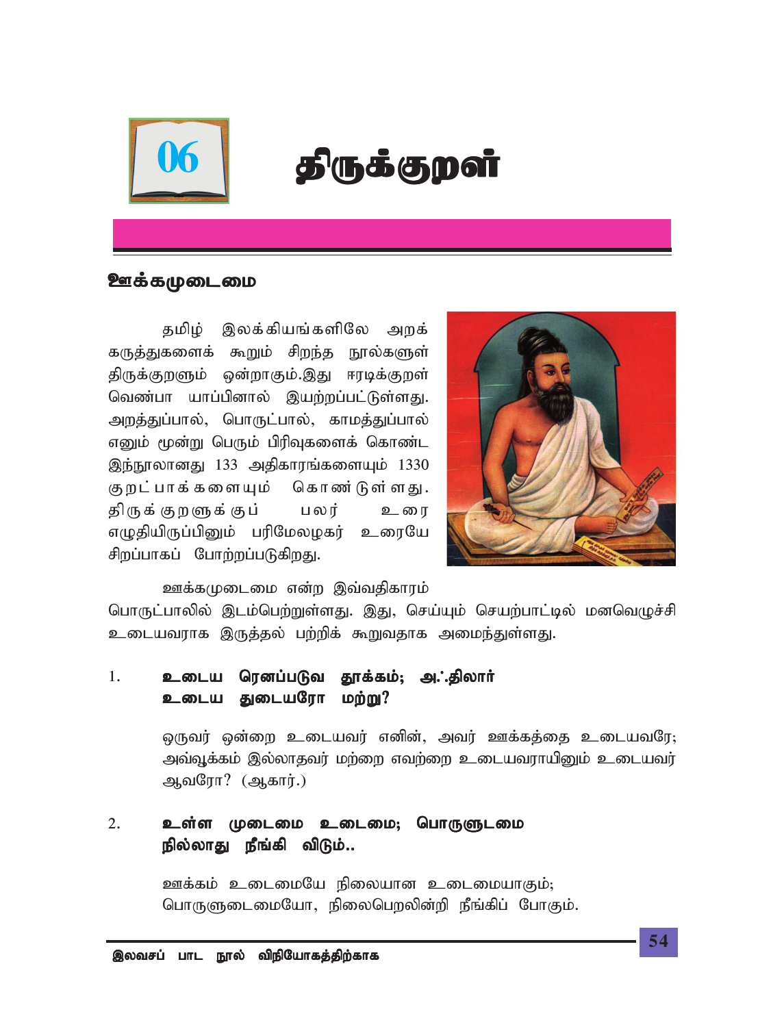# 06 திருக்குறள்

## ஊக்கமுடைமை

தமிழ் இலக்கியங்களிலே அறக் கருத்துகளைக் கூறும் சிறந்த நூல்களுள் திருக்குறளும் ஒன்றாகும்.இது ஈரடிக்குறள் வெண்பா யாப்பினால் இயற்றப்பட்டுள்ளது. அறத்துப்பால், பொருட்பால், காமத்துப்பால் எனும் மூன்று பெரும் பிரிவுகளைக் கொண்ட இந்நூலானது 133 அதிகாரங்களையும் 1330 குறட்பாக்களையும் கொண்டுள்ளது. திருக்குறளுக்குப் பலர் உரை எழுதியிருப்பினும் பரிமேலழகர் உரையே சிறப்பாகப் போற்றப்படுகிறது.

ஊக்கமுடைமை என்ற இவ்வதிகாரம் பொருட்பாலில் இடம்பெற்றுள்ளது. இது, செய்யும் செயற்பாட்டில் மனவெழுச்சி உடையவராக இருத்தல் பற்றிக் கூறுவதாக அமைந்துள்ளது.

1. **உடைய ரெனப்படுவ தூக்கம்; அஃதிலார்**
   **உடைய துடையரோ மற்று?**

   ஒருவர் ஒன்றை உடையவர் எனின், அவர் ஊக்கத்தை உடையவரே; அவ்வூக்கம் இல்லாதவர் மற்றை எவற்றை உடையவராயினும் உடையவர் ஆவரோ? (ஆகார்.)

2. **உள்ள முடைமை உடைமை; பொருளுடைமை**
   **நில்லாது நீங்கி விடும்..**

   ஊக்கம் உடைமையே நிலையான உடைமையாகும்; பொருளுடைமையோ, நிலைபெறலின்றி நீங்கிப் போகும்.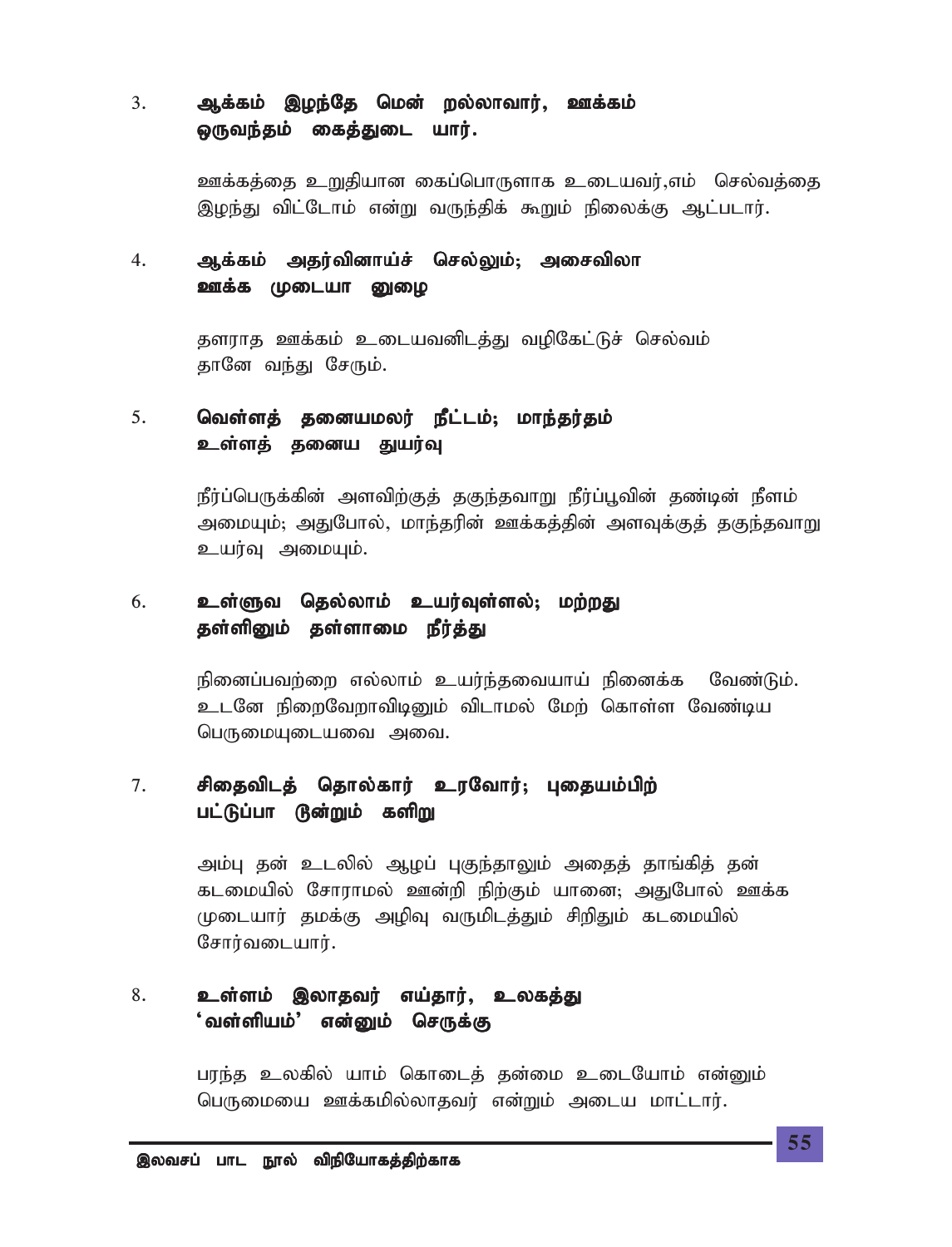3. **ஆக்கம் இழந்தேமென் றல்லாவார், ஊக்கம்**
   **ஒருவந்தம் கைத்துடை யார்.**

   ஊக்கத்தை உறுதியான கைப்பொருளாக உடையவர்,எம் செல்வத்தை இழந்து விட்டோம் என்று வருந்திக் கூறும் நிலைக்கு ஆட்படார்.

4. **ஆக்கம் அதர்வினாய்ச் செல்லும்; அசைவிலா**
   **ஊக்க முடையா னுழை**

   தளராத ஊக்கம் உடையவனிடத்து வழிகேட்டுச் செல்வம் தானே வந்து சேரும்.

5. **வெள்ளத் தனையமலர் நீட்டம்; மாந்தர்தம்**
   **உள்ளத் தனைய துயர்வு**

   நீர்ப்பெருக்கின் அளவிற்குத் தகுந்தவாறு நீர்ப்பூவின் தண்டின் நீளம் அமையும்; அதுபோல், மாந்தரின் ஊக்கத்தின் அளவுக்குத் தகுந்தவாறு உயர்வு அமையும்.

6. **உள்ளுவ தெல்லாம் உயர்வுள்ளல்; மற்றது**
   **தள்ளினும் தள்ளாமை நீர்த்து**

   நினைப்பவற்றை எல்லாம் உயர்ந்தவையாய் நினைக்க வேண்டும். உடனே நிறைவேறாவிடினும் விடாமல் மேற் கொள்ள வேண்டிய பெருமையுடையவை அவை.

7. **சிதைவிடத் தொல்கார் உரவோர்; புதையம்பிற்**
   **பட்டுப்பா டூன்றும் களிறு**

   அம்பு தன் உடலில் ஆழப் புகுந்தாலும் அதைத் தாங்கித் தன் கடமையில் சோராமல் ஊன்றி நிற்கும் யானை; அதுபோல் ஊக்க முடையார் தமக்கு அழிவு வருமிடத்தும் சிறிதும் கடமையில் சோர்வடையார்.

8. **உள்ளம் இலாதவர் எய்தார், உலகத்து**
   **'வள்ளியம்' என்னும் செருக்கு**

   பரந்த உலகில் யாம் கொடைத் தன்மை உடையோம் என்னும் பெருமையை ஊக்கமில்லாதவர் என்றும் அடைய மாட்டார்.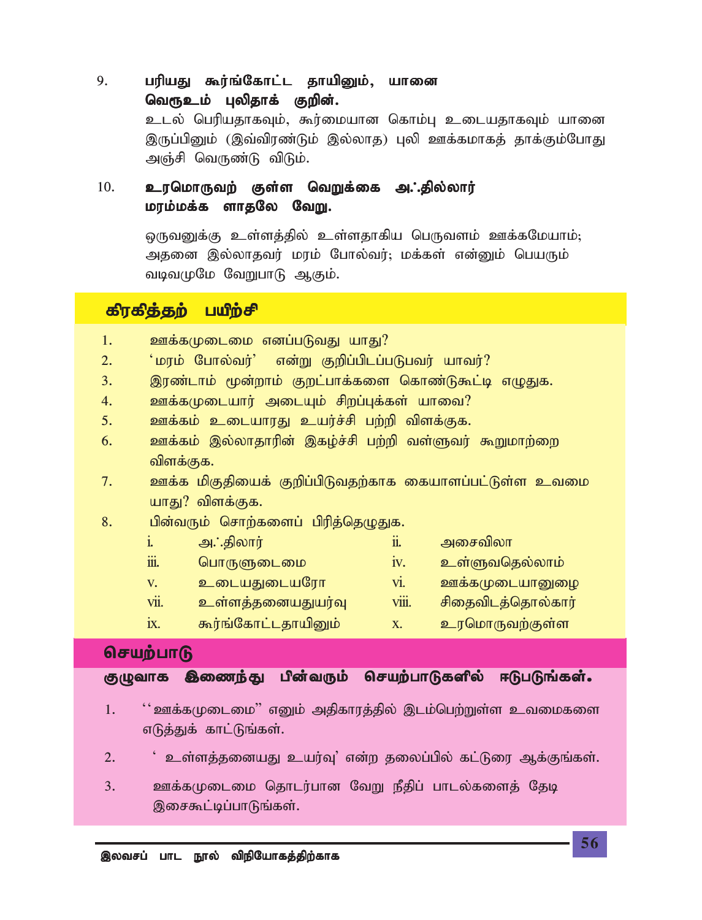9. **பரியது கூர்ங்கோட்ட தாயினும், யானை**
   **வெரூஉம் புலிதாக் குறின்.**

   உடல் பெரியதாகவும், கூர்மையான கொம்பு உடையதாகவும் யானை இருப்பினும் (இவ்விரண்டும் இல்லாத) புலி ஊக்கமாகத் தாக்கும்போது அஞ்சி வெருண்டு விடும்.

10. **உரமொருவற் குள்ள வெறுக்கை அஃதில்லார்**
    **மரம்மக்க ளாதலே வேறு.**

    ஒருவனுக்கு உள்ளத்தில் உள்ளதாகிய பெருவளம் ஊக்கமேயாம்; அதனை இல்லாதவர் மரம் போல்வர்; மக்கள் என்னும் பெயரும் வடிவமுமே வேறுபாடு ஆகும்.

## கிரகித்தற் பயிற்சி

1. ஊக்கமுடைமை எனப்படுவது யாது?
2. 'மரம் போல்வர்' என்று குறிப்பிடப்படுபவர் யாவர்?
3. இரண்டாம் மூன்றாம் குறட்பாக்களை கொண்டுகூட்டி எழுதுக.
4. ஊக்கமுடையார் அடையும் சிறப்புக்கள் யாவை?
5. ஊக்கம் உடையாரது உயர்ச்சி பற்றி விளக்குக.
6. ஊக்கம் இல்லாதாரின் இகழ்ச்சி பற்றி வள்ளுவர் கூறுமாற்றை விளக்குக.
7. ஊக்க மிகுதியைக் குறிப்பிடுவதற்காக கையாளப்பட்டுள்ள உவமை யாது? விளக்குக.
8. பின்வரும் சொற்களைப் பிரித்தெழுதுக.

   i. அஃதிலார் &nbsp;&nbsp;&nbsp; ii. அசைவிலா
   iii. பொருளுடைமை &nbsp;&nbsp;&nbsp; iv. உள்ளுவதெல்லாம்
   v. உடையதுடையரோ &nbsp;&nbsp;&nbsp; vi. ஊக்கமுடையானுழை
   vii. உள்ளத்தனையதுயர்வு &nbsp;&nbsp;&nbsp; viii. சிதைவிடத்தொல்கார்
   ix. கூர்ங்கோட்டதாயினும் &nbsp;&nbsp;&nbsp; x. உரமொருவற்குள்ள

## செயற்பாடு

**குழுவாக இணைந்து பின்வரும் செயற்பாடுகளில் ஈடுபடுங்கள்.**

1. ''ஊக்கமுடைமை'' எனும் அதிகாரத்தில் இடம்பெற்றுள்ள உவமைகளை எடுத்துக் காட்டுங்கள்.
2. ' உள்ளத்தனையது உயர்வு' என்ற தலைப்பில் கட்டுரை ஆக்குங்கள்.
3. ஊக்கமுடைமை தொடர்பான வேறு நீதிப் பாடல்களைத் தேடி இசைகூட்டிப்பாடுங்கள்.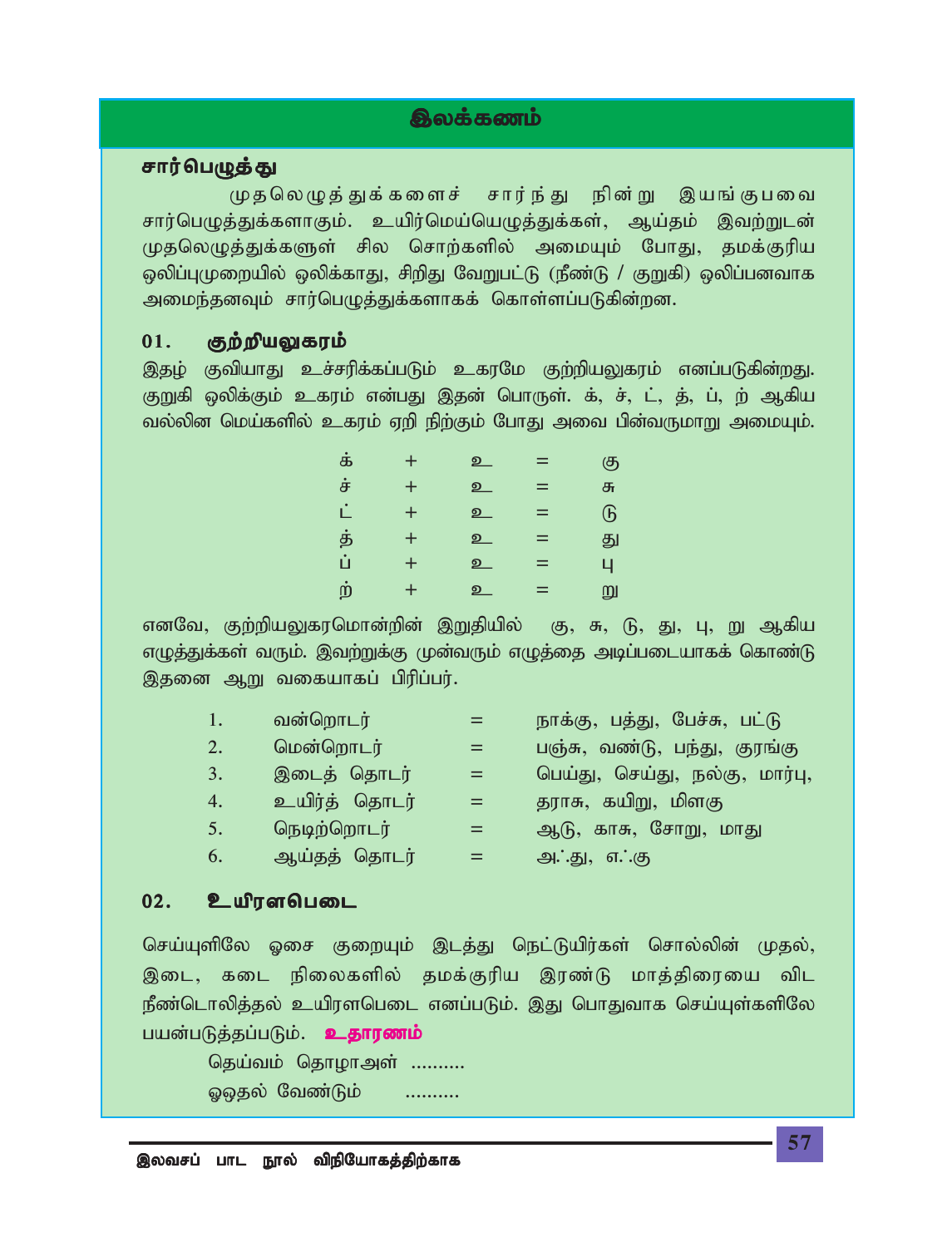## இலக்கணம்

### சார்பெழுத்து

முதலெழுத்துக்களைச் சார்ந்து நின்று இயங்குபவை சார்பெழுத்துக்களாகும். உயிர்மெய்யெழுத்துக்கள், ஆய்தம் இவற்றுடன் முதலெழுத்துக்களுள் சில சொற்களில் அமையும் போது, தமக்குரிய ஒலிப்புமுறையில் ஒலிக்காது, சிறிது வேறுபட்டு (நீண்டு / குறுகி) ஒலிப்பனவாக அமைந்தனவும் சார்பெழுத்துக்களாகக் கொள்ளப்படுகின்றன.

### 01. குற்றியலுகரம்

இதழ் குவியாது உச்சரிக்கப்படும் உகரமே குற்றியலுகரம் எனப்படுகின்றது. குறுகி ஒலிக்கும் உகரம் என்பது இதன் பொருள். க், ச், ட், த், ப், ற் ஆகிய வல்லின மெய்களில் உகரம் ஏறி நிற்கும் போது அவை பின்வருமாறு அமையும்.

| | | | | |
|---|---|---|---|---|
| க் | + | உ | = | கு |
| ச் | + | உ | = | சு |
| ட் | + | உ | = | டு |
| த் | + | உ | = | து |
| ப் | + | உ | = | பு |
| ற் | + | உ | = | று |

எனவே, குற்றியலுகரமொன்றின் இறுதியில் கு, சு, டு, து, பு, று ஆகிய எழுத்துக்கள் வரும். இவற்றுக்கு முன்வரும் எழுத்தை அடிப்படையாகக் கொண்டு இதனை ஆறு வகையாகப் பிரிப்பர்.

| | | | |
|---|---|---|---|
| 1. | வன்றொடர் | = | நாக்கு, பத்து, பேச்சு, பட்டு |
| 2. | மென்றொடர் | = | பஞ்சு, வண்டு, பந்து, குரங்கு |
| 3. | இடைத் தொடர் | = | பெய்து, செய்து, நல்கு, மார்பு, |
| 4. | உயிர்த் தொடர் | = | தராசு, கயிறு, மிளகு |
| 5. | நெடிற்றொடர் | = | ஆடு, காசு, சோறு, மாது |
| 6. | ஆய்தத் தொடர் | = | அஃது, எஃகு |

### 02. உயிரளபெடை

செய்யுளிலே ஓசை குறையும் இடத்து நெட்டுயிர்கள் சொல்லின் முதல், இடை, கடை நிலைகளில் தமக்குரிய இரண்டு மாத்திரையை விட நீண்டொலித்தல் உயிரளபெடை எனப்படும். இது பொதுவாக செய்யுள்களிலே பயன்படுத்தப்படும். **உதாரணம்**

தெய்வம் தொழாஅள் ..........

ஓஒதல் வேண்டும் ..........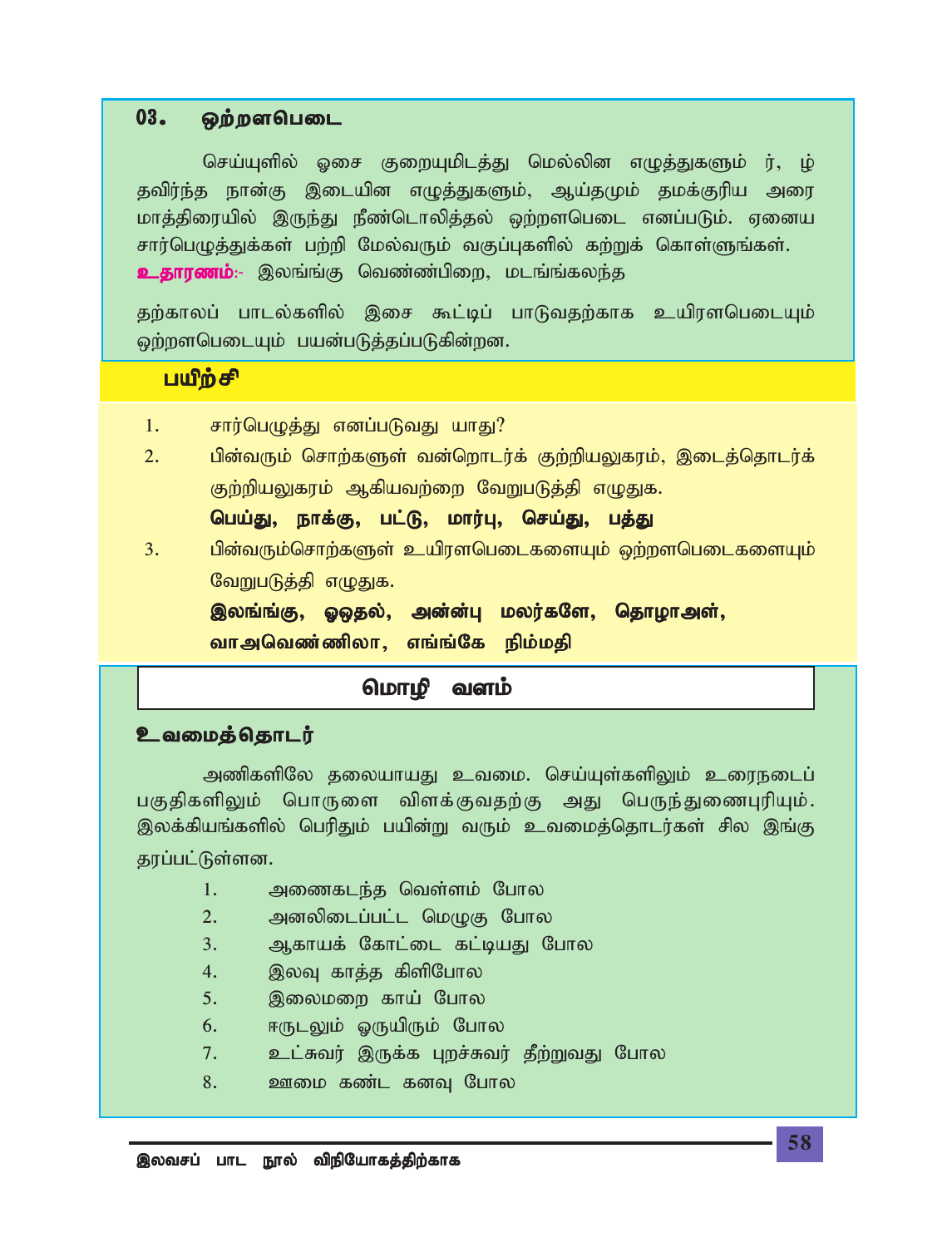### 03. ஒற்றளபெடை

செய்யுளில் ஓசை குறையுமிடத்து மெல்லின எழுத்துகளும் ர், ழ் தவிர்ந்த நான்கு இடையின எழுத்துகளும், ஆய்தமும் தமக்குரிய அரை மாத்திரையில் இருந்து நீண்டொலித்தல் ஒற்றளபெடை எனப்படும். ஏனைய சார்பெழுத்துக்கள் பற்றி மேல்வரும் வகுப்புகளில் கற்றுக் கொள்ளுங்கள்.

**உதாரணம்:-** இலங்ங்கு வெண்ண்பிறை, மடங்ங்கலந்த

தற்காலப் பாடல்களில் இசை கூட்டிப் பாடுவதற்காக உயிரளபெடையும் ஒற்றளபெடையும் பயன்படுத்தப்படுகின்றன.

## பயிற்சி

1. சார்பெழுத்து எனப்படுவது யாது?
2. பின்வரும் சொற்களுள் வன்றொடர்க் குற்றியலுகரம், இடைத்தொடர்க் குற்றியலுகரம் ஆகியவற்றை வேறுபடுத்தி எழுதுக.
   **பெய்து, நாக்கு, பட்டு, மார்பு, செய்து, பத்து**
3. பின்வரும்சொற்களுள் உயிரளபெடைகளையும் ஒற்றளபெடைகளையும் வேறுபடுத்தி எழுதுக.
   **இலங்ங்கு, ஓஒதல், அன்ன்பு மலர்களே, தொழாஅள், வாஅவெண்ணிலா, எங்ங்கே நிம்மதி**

## மொழி வளம்

### உவமைத்தொடர்

அணிகளிலே தலையாயது உவமை. செய்யுள்களிலும் உரைநடைப் பகுதிகளிலும் பொருளை விளக்குவதற்கு அது பெருந்துணைபுரியும். இலக்கியங்களில் பெரிதும் பயின்று வரும் உவமைத்தொடர்கள் சில இங்கு தரப்பட்டுள்ளன.

1. அணைகடந்த வெள்ளம் போல
2. அனலிடைப்பட்ட மெழுகு போல
3. ஆகாயக் கோட்டை கட்டியது போல
4. இலவு காத்த கிளிபோல
5. இலைமறை காய் போல
6. ஈருடலும் ஓருயிரும் போல
7. உட்சுவர் இருக்க புறச்சுவர் தீற்றுவது போல
8. ஊமை கண்ட கனவு போல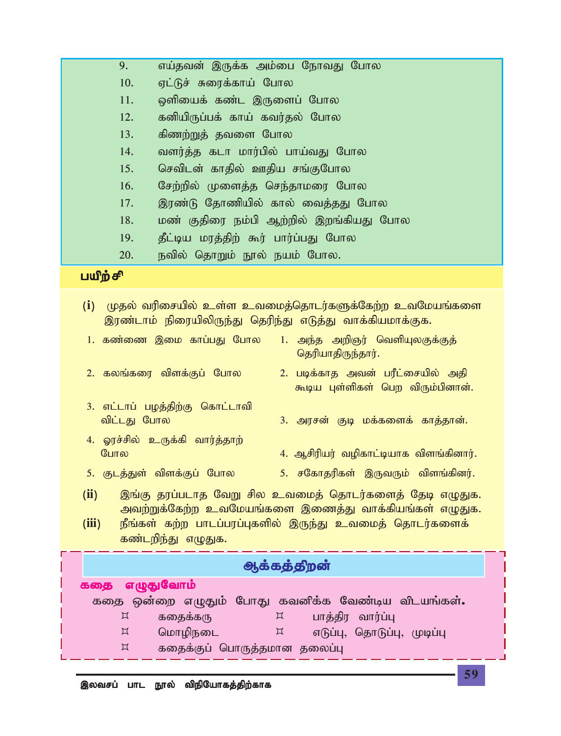9. எய்தவன் இருக்க அம்பை நோவது போல
10. ஏட்டுச் சுரைக்காய் போல
11. ஒளியைக் கண்ட இருளைப் போல
12. கனியிருப்பக் காய் கவர்தல் போல
13. கிணற்றுத் தவளை போல
14. வளர்த்த கடா மார்பில் பாய்வது போல
15. செவிடன் காதில் ஊதிய சங்குபோல
16. சேற்றில் முளைத்த செந்தாமரை போல
17. இரண்டு தோணியில் கால் வைத்தது போல
18. மண் குதிரை நம்பி ஆற்றில் இறங்கியது போல
19. தீட்டிய மரத்திற் கூர் பார்ப்பது போல
20. நவில் தொறும் நூல் நயம் போல.

## பயிற்சி

**(i)** முதல் வரிசையில் உள்ள உவமைத்தொடர்களுக்கேற்ற உவமேயங்களை இரண்டாம் நிரையிலிருந்து தெரிந்து எடுத்து வாக்கியமாக்குக.

| | |
|---|---|
| 1. கண்ணை இமை காப்பது போல | 1. அந்த அறிஞர் வெளியுலகுக்குத் தெரியாதிருந்தார். |
| 2. கலங்கரை விளக்குப் போல | 2. படிக்காத அவன் பரீட்சையில் அதி கூடிய புள்ளிகள் பெற விரும்பினான். |
| 3. எட்டாப் பழத்திற்கு கொட்டாவி விட்டது போல | 3. அரசன் குடி மக்களைக் காத்தான். |
| 4. ஓரச்சில் உருக்கி வார்த்தாற் போல | 4. ஆசிரியர் வழிகாட்டியாக விளங்கினார். |
| 5. குடத்துள் விளக்குப் போல | 5. சகோதரிகள் இருவரும் விளங்கினர். |

**(ii)** இங்கு தரப்படாத வேறு சில உவமைத் தொடர்களைத் தேடி எழுதுக. அவற்றுக்கேற்ற உவமேயங்களை இணைத்து வாக்கியங்கள் எழுதுக.

**(iii)** நீங்கள் கற்ற பாடப்பரப்புகளில் இருந்து உவமைத் தொடர்களைக் கண்டறிந்து எழுதுக.

## ஆக்கத்திறன்

### கதை எழுதுவோம்

கதை ஒன்றை எழுதும் போது கவனிக்க வேண்டிய விடயங்கள்.

- கதைக்கரு
- பாத்திர வார்ப்பு
- மொழிநடை
- எடுப்பு, தொடுப்பு, முடிப்பு
- கதைக்குப் பொருத்தமான தலைப்பு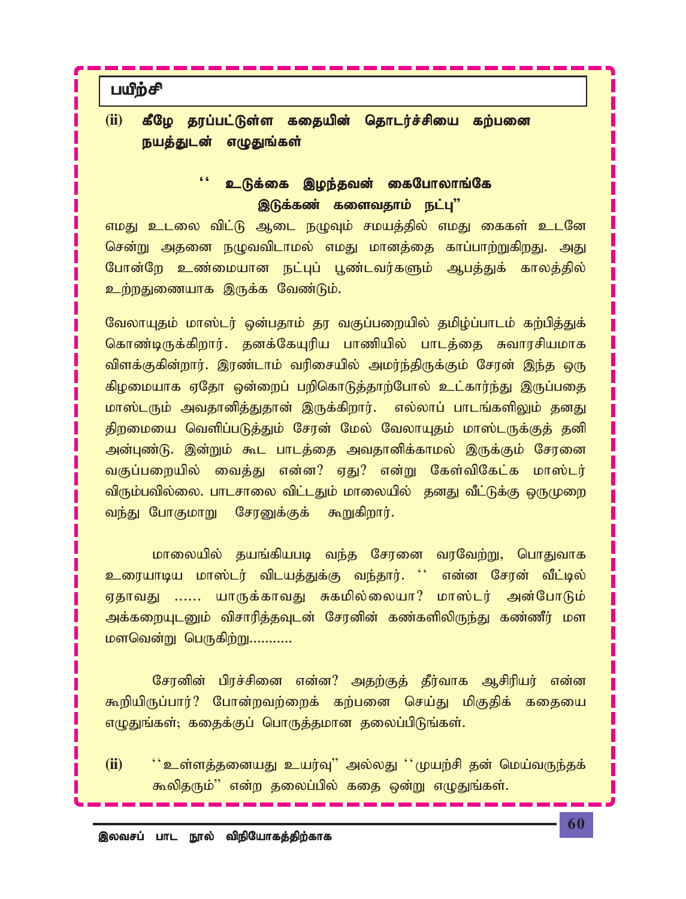## பயிற்சி

**(ii) கீழே தரப்பட்டுள்ள கதையின் தொடர்ச்சியை கற்பனை நயத்துடன் எழுதுங்கள்**

**" உடுக்கை இழந்தவன் கைபோலாங்கே
இடுக்கண் களைவதாம் நட்பு"**

எமது உடலை விட்டு ஆடை நழுவும் சமயத்தில் எமது கைகள் உடனே சென்று அதனை நழுவவிடாமல் எமது மானத்தை காப்பாற்றுகிறது. அது போன்றே உண்மையான நட்புப் பூண்டவர்களும் ஆபத்துக் காலத்தில் உற்றதுணையாக இருக்க வேண்டும்.

வேலாயுதம் மாஸ்டர் ஒன்பதாம் தர வகுப்பறையில் தமிழ்ப்பாடம் கற்பித்துக் கொண்டிருக்கிறார். தனக்கேயுரிய பாணியில் பாடத்தை சுவாரசியமாக விளக்குகின்றார். இரண்டாம் வரிசையில் அமர்ந்திருக்கும் சேரன் இந்த ஒரு கிழமையாக ஏதோ ஒன்றைப் பறிகொடுத்தாற்போல் உட்கார்ந்து இருப்பதை மாஸ்டரும் அவதானித்துதான் இருக்கிறார். எல்லாப் பாடங்களிலும் தனது திறமையை வெளிப்படுத்தும் சேரன் மேல் வேலாயுதம் மாஸ்டருக்குத் தனி அன்புண்டு. இன்றும் கூட பாடத்தை அவதானிக்காமல் இருக்கும் சேரனை வகுப்பறையில் வைத்து என்ன? ஏது? என்று கேள்விகேட்க மாஸ்டர் விரும்பவில்லை. பாடசாலை விட்டதும் மாலையில் தனது வீட்டுக்கு ஒருமுறை வந்து போகுமாறு சேரனுக்குக் கூறுகிறார்.

மாலையில் தயங்கியபடி வந்த சேரனை வரவேற்று, பொதுவாக உரையாடிய மாஸ்டர் விடயத்துக்கு வந்தார். " என்ன சேரன் வீட்டில் ஏதாவது ...... யாருக்காவது சுகமில்லையா? மாஸ்டர் அன்போடும் அக்கறையுடனும் விசாரித்தவுடன் சேரனின் கண்களிலிருந்து கண்ணீர் மள மளவென்று பெருகிற்று...........

சேரனின் பிரச்சினை என்ன? அதற்குத் தீர்வாக ஆசிரியர் என்ன கூறியிருப்பார்? போன்றவற்றைக் கற்பனை செய்து மிகுதிக் கதையை எழுதுங்கள்; கதைக்குப் பொருத்தமான தலைப்பிடுங்கள்.

**(ii)** ''உள்ளத்தனையது உயர்வு'' அல்லது ''முயற்சி தன் மெய்வருந்தக் கூலிதரும்'' என்ற தலைப்பில் கதை ஒன்று எழுதுங்கள்.